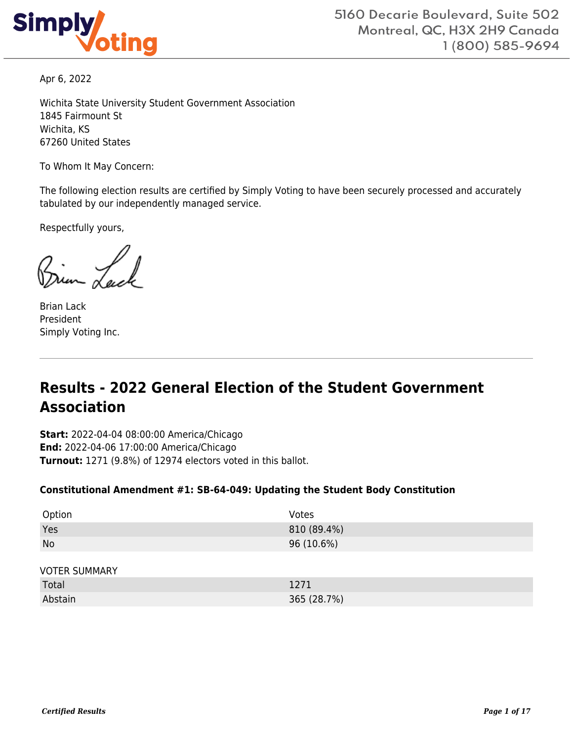Simply Voting

5160 Decarie Boulevard, Suite 502
Montreal, QC, H3X 2H9 Canada
1 (800) 585-9694

Apr 6, 2022

Wichita State University Student Government Association
1845 Fairmount St
Wichita, KS
67260 United States

To Whom It May Concern:

The following election results are certified by Simply Voting to have been securely processed and accurately tabulated by our independently managed service.

Respectfully yours,

Brian Lack
President
Simply Voting Inc.

---

# Results - 2022 General Election of the Student Government Association

**Start:** 2022-04-04 08:00:00 America/Chicago
**End:** 2022-04-06 17:00:00 America/Chicago
**Turnout:** 1271 (9.8%) of 12974 electors voted in this ballot.

### Constitutional Amendment #1: SB-64-049: Updating the Student Body Constitution

| Option | Votes |
| --- | --- |
| Yes | 810 (89.4%) |
| No | 96 (10.6%) |

| VOTER SUMMARY | |
| --- | --- |
| Total | 1271 |
| Abstain | 365 (28.7%) |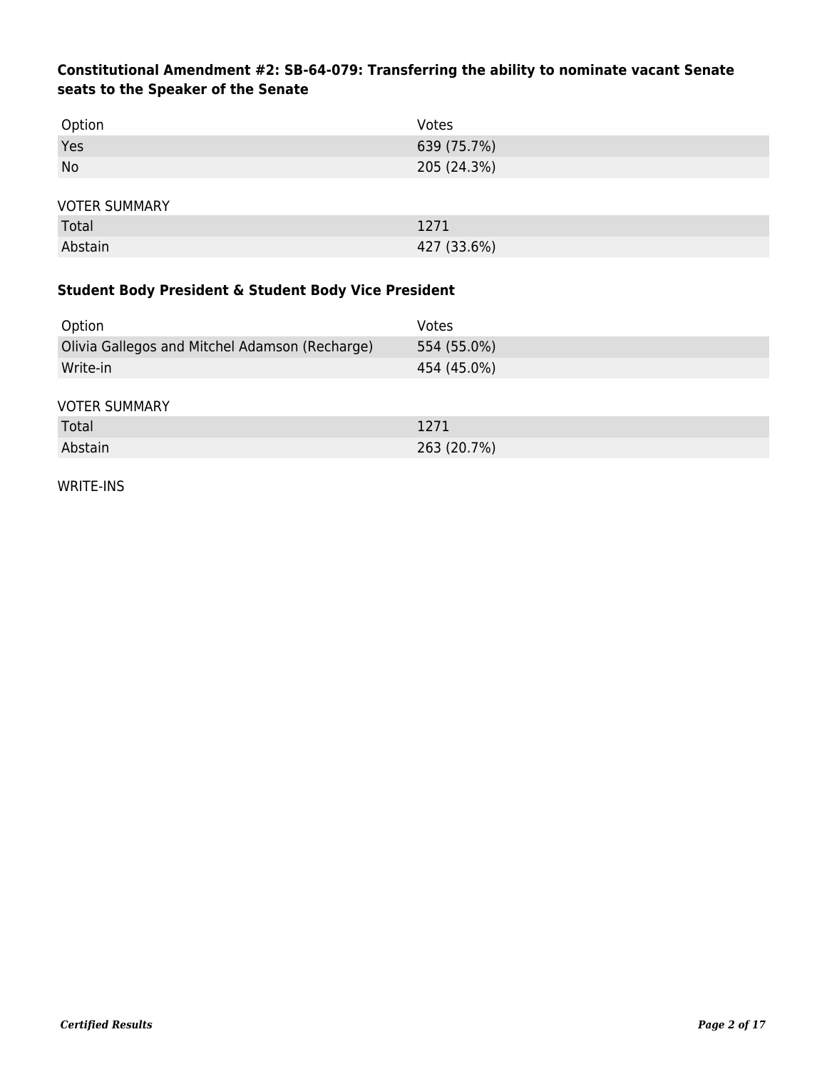### Constitutional Amendment #2: SB-64-079: Transferring the ability to nominate vacant Senate seats to the Speaker of the Senate

| Option | Votes |
|---|---|
| Yes | 639 (75.7%) |
| No | 205 (24.3%) |

VOTER SUMMARY

| | |
|---|---|
| Total | 1271 |
| Abstain | 427 (33.6%) |

### Student Body President & Student Body Vice President

| Option | Votes |
|---|---|
| Olivia Gallegos and Mitchel Adamson (Recharge) | 554 (55.0%) |
| Write-in | 454 (45.0%) |

VOTER SUMMARY

| | |
|---|---|
| Total | 1271 |
| Abstain | 263 (20.7%) |

WRITE-INS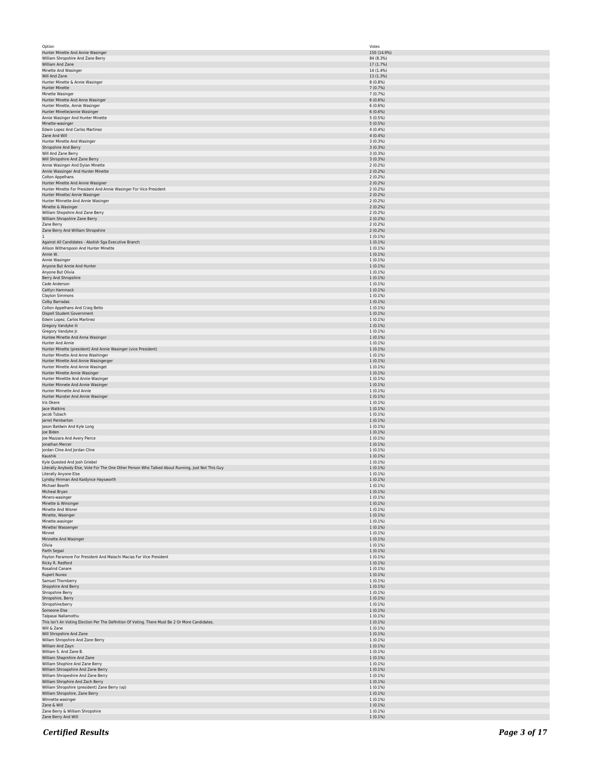| Option | Votes |
|---|---|
| Hunter Minette And Annie Wasinger | 150 (14.9%) |
| William Shropshire And Zane Berry | 84 (8.3%) |
| William And Zane | 17 (1.7%) |
| Minette And Wasinger | 14 (1.4%) |
| Will And Zane | 13 (1.3%) |
| Hunter Minette & Annie Wasinger | 8 (0.8%) |
| Hunter Minette | 7 (0.7%) |
| Minette Wasinger | 7 (0.7%) |
| Hunter Minette And Anne Wasinger | 6 (0.6%) |
| Hunter Minette, Annie Wasinger | 6 (0.6%) |
| Hunter Minette/annie Wasinger | 6 (0.6%) |
| Annie Wasinger And Hunter Minette | 5 (0.5%) |
| Minette-wasinger | 5 (0.5%) |
| Edwin Lopez And Carlos Martinez | 4 (0.4%) |
| Zane And Will | 4 (0.4%) |
| Hunter Minette And Wasinger | 3 (0.3%) |
| Shropshire And Berry | 3 (0.3%) |
| Will And Zane Berry | 3 (0.3%) |
| Will Shropshire And Zane Berry | 3 (0.3%) |
| Annie Wasinger And Dylan Minette | 2 (0.2%) |
| Annie Wassinger And Hunter Minette | 2 (0.2%) |
| Colton Appelhans | 2 (0.2%) |
| Hunter Minette And Annie Wasigner | 2 (0.2%) |
| Hunter Minette For President And Annie Wasinger For Vice President | 2 (0.2%) |
| Hunter Minette/ Annie Wasinger | 2 (0.2%) |
| Hunter Minnette And Annie Wasinger | 2 (0.2%) |
| Minette & Wasinger | 2 (0.2%) |
| William Shopshire And Zane Berry | 2 (0.2%) |
| William Shropshire Zane Berry | 2 (0.2%) |
| Zane Berry | 2 (0.2%) |
| Zane Berry And William Shropshire | 2 (0.2%) |
| 1 | 1 (0.1%) |
| Against All Candidates - Abolish Sga Executive Branch | 1 (0.1%) |
| Allison Witherspoon And Hunter Minette | 1 (0.1%) |
| Annie W. | 1 (0.1%) |
| Annie Wasinger | 1 (0.1%) |
| Anyone But Annie And Hunter | 1 (0.1%) |
| Anyone But Olivia | 1 (0.1%) |
| Berry And Shropshire | 1 (0.1%) |
| Cade Anderson | 1 (0.1%) |
| Caitlyn Hammack | 1 (0.1%) |
| Clayton Simmons | 1 (0.1%) |
| Colby Barradas | 1 (0.1%) |
| Colton Appelhans And Craig Belto | 1 (0.1%) |
| Dispell Student Government | 1 (0.1%) |
| Edwin Lopez, Carlos Martinez | 1 (0.1%) |
| Gregory Vandyke Iii | 1 (0.1%) |
| Gregory Vandyke Jr. | 1 (0.1%) |
| Huntee Minette And Anna Wasinger | 1 (0.1%) |
| Hunter And Annie | 1 (0.1%) |
| Hunter Minette (president) And Annie Wasinger (vice President) | 1 (0.1%) |
| Hunter Minette And Anne Washinger | 1 (0.1%) |
| Hunter Minette And Annie Wasingerger | 1 (0.1%) |
| Hunter Minette And Annie Wasinget | 1 (0.1%) |
| Hunter Minette Annie Wasinger | 1 (0.1%) |
| Hunter Minettte And Annie Wasinger | 1 (0.1%) |
| Hunter Minnete And Annie Wasinger | 1 (0.1%) |
| Hunter Minnette And Annie | 1 (0.1%) |
| Hunter Munster And Annie Wasinger | 1 (0.1%) |
| Iris Okere | 1 (0.1%) |
| Jace Watkins | 1 (0.1%) |
| Jacob Tubach | 1 (0.1%) |
| Jarret Pemberton | 1 (0.1%) |
| Jason Baldwin And Kyle Long | 1 (0.1%) |
| Joe Biden | 1 (0.1%) |
| Joe Mazzara And Avery Pierce | 1 (0.1%) |
| Jonathan Mercer | 1 (0.1%) |
| Jordan Cline And Jordan Cline | 1 (0.1%) |
| Kaushik | 1 (0.1%) |
| Kyle Quested And Josh Griebel | 1 (0.1%) |
| Literally Anybody Else, Vote For The One Other Person Who Talked About Running, Just Not This Guy | 1 (0.1%) |
| Literally Anyone Else | 1 (0.1%) |
| Lyndsy Hinman And Kaidynce Haysworth | 1 (0.1%) |
| Michael Bearth | 1 (0.1%) |
| Micheal Bryan | 1 (0.1%) |
| Miners-wasinger | 1 (0.1%) |
| Minette & Winsinger | 1 (0.1%) |
| Minette And Wisner | 1 (0.1%) |
| Minette, Wasinger | 1 (0.1%) |
| Minette.wasinger | 1 (0.1%) |
| Minette/ Wassenger | 1 (0.1%) |
| Minnet | 1 (0.1%) |
| Minnette And Wasinger | 1 (0.1%) |
| Olivia | 1 (0.1%) |
| Parth Sejpal | 1 (0.1%) |
| Payton Paramore For President And Malachi Macias For Vice President | 1 (0.1%) |
| Ricky R. Redford | 1 (0.1%) |
| Rosalind Canare | 1 (0.1%) |
| Rupert Nunez | 1 (0.1%) |
| Samuel Thornberry | 1 (0.1%) |
| Shopshire And Berry | 1 (0.1%) |
| Shropshire Berry | 1 (0.1%) |
| Shropshire, Berry | 1 (0.1%) |
| Shropshire/berry | 1 (0.1%) |
| Someone Else | 1 (0.1%) |
| Talpasai Nallamothu | 1 (0.1%) |
| This Isn't An Voting Election Per The Definition Of Voting. There Must Be 2 Or More Candidates. | 1 (0.1%) |
| Will & Zane | 1 (0.1%) |
| Will Shropshire And Zane | 1 (0.1%) |
| Willam Shropshire And Zane Berry | 1 (0.1%) |
| William And Zayn | 1 (0.1%) |
| William S. And Zane B. | 1 (0.1%) |
| William Shaprshire And Zane | 1 (0.1%) |
| William Shophire And Zane Berry | 1 (0.1%) |
| William Shroapshire And Zane Berry | 1 (0.1%) |
| William Shropeshire And Zane Berry | 1 (0.1%) |
| William Shrophire And Zach Berry | 1 (0.1%) |
| William Shropshire (president) Zane Berry (vp) | 1 (0.1%) |
| William Shropshire, Zane Berry | 1 (0.1%) |
| Winnette.wasinger | 1 (0.1%) |
| Zane & Will | 1 (0.1%) |
| Zane Berry & William Shropshire | 1 (0.1%) |
| Zane Berry And Will | 1 (0.1%) |

***Certified Results***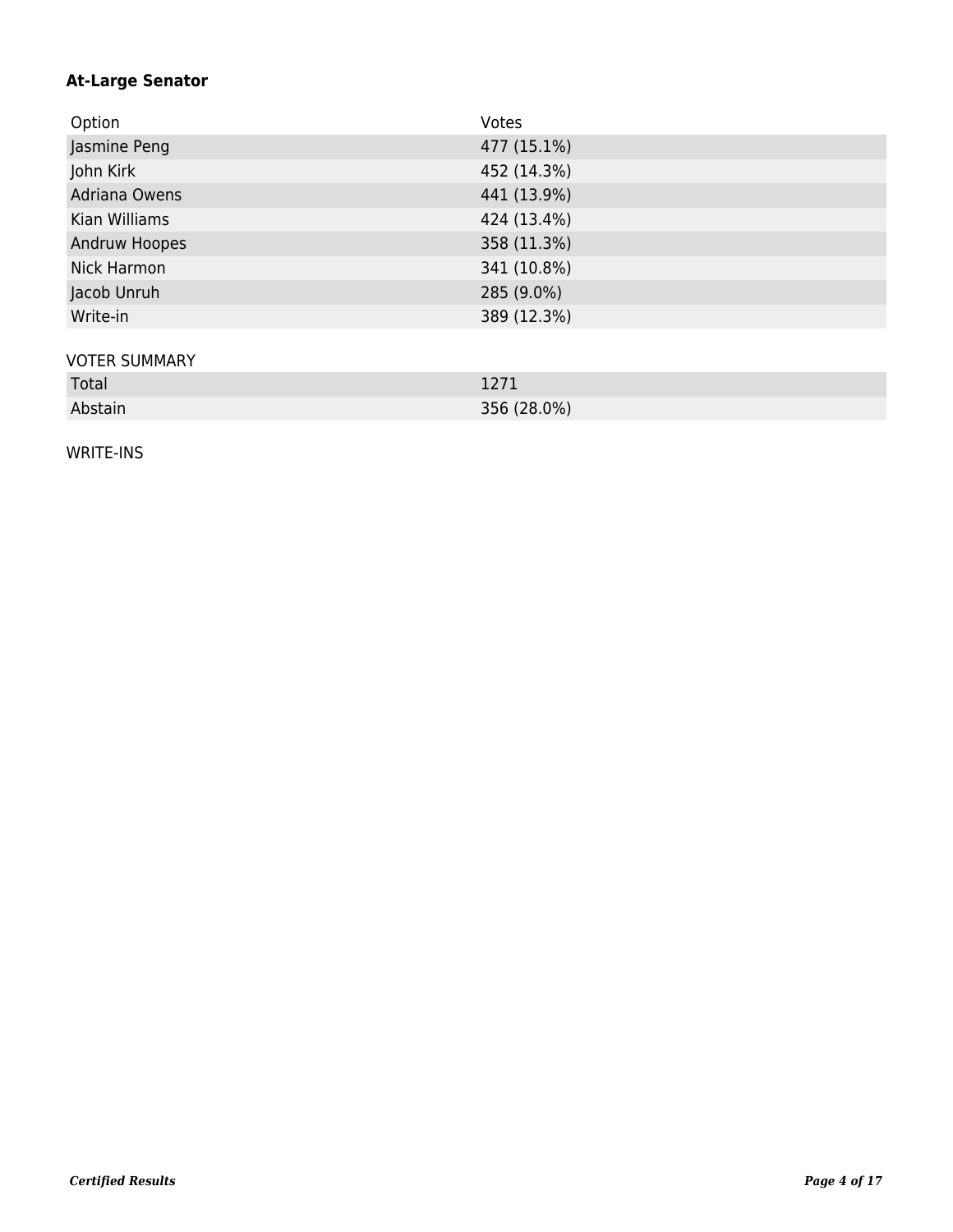**At-Large Senator**

| Option | Votes |
| --- | --- |
| Jasmine Peng | 477 (15.1%) |
| John Kirk | 452 (14.3%) |
| Adriana Owens | 441 (13.9%) |
| Kian Williams | 424 (13.4%) |
| Andruw Hoopes | 358 (11.3%) |
| Nick Harmon | 341 (10.8%) |
| Jacob Unruh | 285 (9.0%) |
| Write-in | 389 (12.3%) |

VOTER SUMMARY

| | |
| --- | --- |
| Total | 1271 |
| Abstain | 356 (28.0%) |

WRITE-INS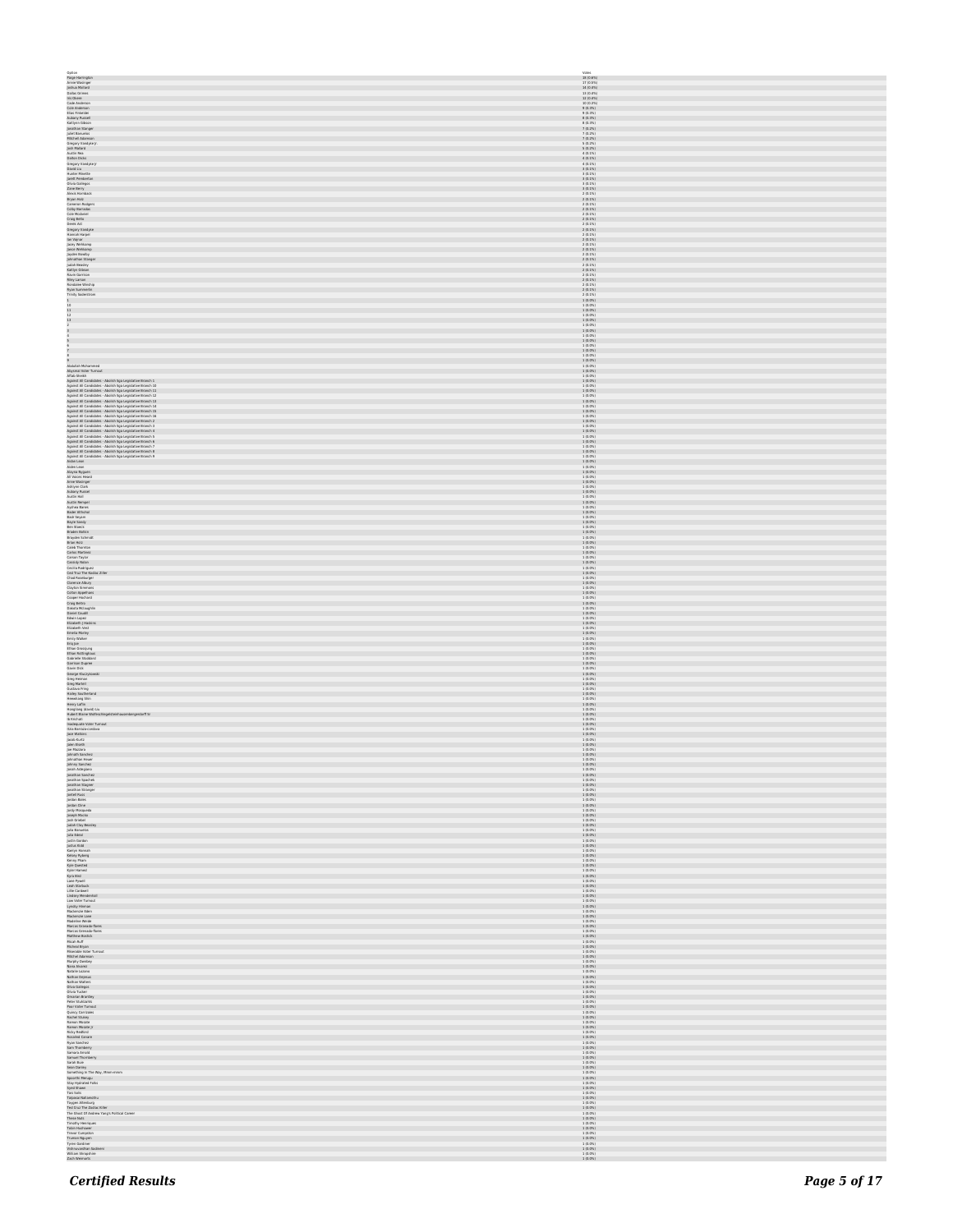| Option | Votes |
|---|---|
| Paige Harrington | 18 (0.6%) |
| Annie Weisinger | 17 (0.5%) |
| Joshua Mallard | 14 (0.4%) |
| Dallas Grimes | 13 (0.4%) |
| Ivo Olsson | 13 (0.4%) |
| Cade Anderson | 10 (0.3%) |
| Cole Anderson | 9 (0.3%) |
| Elias Finkelder | 9 (0.3%) |
| Aubany Russell | 8 (0.3%) |
| Kaitlynn Gibson | 8 (0.3%) |
| Jonathan Stanger | 7 (0.2%) |
| Juliet Bonuelos | 7 (0.2%) |
| Mitchell Adamson | 7 (0.2%) |
| Gregory Vasalyev Jr | 6 (0.2%) |
| Jack Mallard | 5 (0.2%) |
| Austin Rea | 4 (0.1%) |
| Dalton Dicks | 4 (0.1%) |
| Gregory Vasalyev Jr | 4 (0.1%) |
| David Liu | 3 (0.1%) |
| Hunter Pitcairn | 3 (0.1%) |
| Jarett Pendarvas | 3 (0.1%) |
| Olivia Gallegos | 3 (0.1%) |
| Zane Berry | 3 (0.1%) |
| Alexis Hornback | 2 (0.1%) |
| Bryan Holt | 2 (0.1%) |
| Cameron Rodgers | 2 (0.1%) |
| Colby Barradas | 2 (0.1%) |
| Cole Mcdaniel | 2 (0.1%) |
| Craig Bettis | 2 (0.1%) |
| Derek Ast | 2 (0.1%) |
| Gregory Vasalyev | 2 (0.1%) |
| Hannah Harper | 2 (0.1%) |
| Ian Vajnar | 2 (0.1%) |
| Jacey Wehkamp | 2 (0.1%) |
| Jaxon Wehkamp | 2 (0.1%) |
| Jayden Beasley | 2 (0.1%) |
| Johnathan Stanger | 2 (0.1%) |
| Juliet Beasley | 2 (0.1%) |
| Katlyn Gibson | 2 (0.1%) |
| Raven Garrison | 2 (0.1%) |
| Riley Larsen | 2 (0.1%) |
| Rondaline Winship | 2 (0.1%) |
| Ryan Summerlin | 2 (0.1%) |
| Trinity Sadberrytown | 2 (0.1%) |
| 1 | 1 (0.0%) |
| 10 | 1 (0.0%) |
| 11 | 1 (0.0%) |
| 12 | 1 (0.0%) |
| 13 | 1 (0.0%) |
| 2 | 1 (0.0%) |
| 3 | 1 (0.0%) |
| 4 | 1 (0.0%) |
| 5 | 1 (0.0%) |
| 6 | 1 (0.0%) |
| 7 | 1 (0.0%) |
| 8 | 1 (0.0%) |
| 9 | 1 (0.0%) |
| Abdullah Mohammed | 1 (0.0%) |
| Abysmal Voter Turnout | 1 (0.0%) |
| Aftab Sheikh | 1 (0.0%) |
| Against All Candidates - Abolish Nga Legislative Branch 1 | 1 (0.0%) |
| Against All Candidates - Abolish Nga Legislative Branch 10 | 1 (0.0%) |
| Against All Candidates - Abolish Nga Legislative Branch 11 | 1 (0.0%) |
| Against All Candidates - Abolish Nga Legislative Branch 12 | 1 (0.0%) |
| Against All Candidates - Abolish Nga Legislative Branch 13 | 1 (0.0%) |
| Against All Candidates - Abolish Nga Legislative Branch 14 | 1 (0.0%) |
| Against All Candidates - Abolish Nga Legislative Branch 15 | 1 (0.0%) |
| Against All Candidates - Abolish Nga Legislative Branch 16 | 1 (0.0%) |
| Against All Candidates - Abolish Nga Legislative Branch 2 | 1 (0.0%) |
| Against All Candidates - Abolish Nga Legislative Branch 3 | 1 (0.0%) |
| Against All Candidates - Abolish Nga Legislative Branch 4 | 1 (0.0%) |
| Against All Candidates - Abolish Nga Legislative Branch 5 | 1 (0.0%) |
| Against All Candidates - Abolish Nga Legislative Branch 6 | 1 (0.0%) |
| Against All Candidates - Abolish Nga Legislative Branch 7 | 1 (0.0%) |
| Against All Candidates - Abolish Nga Legislative Branch 8 | 1 (0.0%) |
| Against All Candidates - Abolish Nga Legislative Branch 9 | 1 (0.0%) |
| Aidan Lowe | 1 (0.0%) |
| Aiden Lowe | 1 (0.0%) |
| Alayna Nygaard | 1 (0.0%) |
| All Voices Heard | 1 (0.0%) |
| Annie Weisinger | 1 (0.0%) |
| Ashlynn Clark | 1 (0.0%) |
| Aubany Russell | 1 (0.0%) |
| Austin Hall | 1 (0.0%) |
| Austin Rempel | 1 (0.0%) |
| Avyhna Baren | 1 (0.0%) |
| Bader Alshehri | 1 (0.0%) |
| Bash Seguin | 1 (0.0%) |
| Bayle Sandy | 1 (0.0%) |
| Ben Staack | 1 (0.0%) |
| Braden Dalton | 1 (0.0%) |
| Brayden Schmidt | 1 (0.0%) |
| Brian Holt | 1 (0.0%) |
| Caleb Thornton | 1 (0.0%) |
| Carlos Martinez | 1 (0.0%) |
| Carson Taylor | 1 (0.0%) |
| Cassidy Nolan | 1 (0.0%) |
| Cecilia Rodriguez | 1 (0.0%) |
| Ced Truz The Kodiac Zitler | 1 (0.0%) |
| Chad Razeburger | 1 (0.0%) |
| Clarence Albury | 1 (0.0%) |
| Clayton Emerson | 1 (0.0%) |
| Colton Apperlson | 1 (0.0%) |
| Cooper Hazhard | 1 (0.0%) |
| Craig Bettis | 1 (0.0%) |
| Dakota McLaughlin | 1 (0.0%) |
| Daniel Caudill | 1 (0.0%) |
| Edwin Lopez | 1 (0.0%) |
| Elizabeth J Hoskins | 1 (0.0%) |
| Elizabeth West | 1 (0.0%) |
| Emma Morley | 1 (0.0%) |
| Emily Walker | 1 (0.0%) |
| Erica Job | 1 (0.0%) |
| Ethan Grossjung | 1 (0.0%) |
| Ethan Hollingshead | 1 (0.0%) |
| Gabrielle Stoddard | 1 (0.0%) |
| Garrison Dupree | 1 (0.0%) |
| Gavin Dick | 1 (0.0%) |
| George Kraczykowski | 1 (0.0%) |
| Greg Herman | 1 (0.0%) |
| Greg Mallard | 1 (0.0%) |
| Gustavo Fring | 1 (0.0%) |
| Hailey Southerland | 1 (0.0%) |
| Heewbung Shin | 1 (0.0%) |
| Henry Laffin | 1 (0.0%) |
| Hongtang (david) Liu | 1 (0.0%) |
| Hubert Blaine Wolfeschlegelsteinhausenbergerdorff Sr | 1 (0.0%) |
| Ia Hoshali | 1 (0.0%) |
| Inadequate Voter Turnout | 1 (0.0%) |
| Isla Ramirezcordova | 1 (0.0%) |
| Jace Watkins | 1 (0.0%) |
| Jacob Kurtz | 1 (0.0%) |
| Jalen Booth | 1 (0.0%) |
| Joe Mazzara | 1 (0.0%) |
| Jahnath Sanchez | 1 (0.0%) |
| Johnathan Heuer | 1 (0.0%) |
| Johnny Sanchez | 1 (0.0%) |
| Jonah Arteguara | 1 (0.0%) |
| Jonathan Sanchez | 1 (0.0%) |
| Jonathan Spachek | 1 (0.0%) |
| Jonathan Stagner | 1 (0.0%) |
| Jonathan Stranger | 1 (0.0%) |
| Jordell Russ | 1 (0.0%) |
| Jordan Bates | 1 (0.0%) |
| Jordan Cline | 1 (0.0%) |
| Jorge Montaueda | 1 (0.0%) |
| Joseph Macko | 1 (0.0%) |
| Josh Griebel | 1 (0.0%) |
| Judah Clay Beasley | 1 (0.0%) |
| Julia Bonuelos | 1 (0.0%) |
| Julia Rabbi | 1 (0.0%) |
| Justin Gordon | 1 (0.0%) |
| Justus Rild | 1 (0.0%) |
| Kamyn Hannah | 1 (0.0%) |
| Kelsey Ryberg | 1 (0.0%) |
| Kenny Pham | 1 (0.0%) |
| Kyle Quesfeld | 1 (0.0%) |
| Kylen Harned | 1 (0.0%) |
| Kyra Bird | 1 (0.0%) |
| Liam Powell | 1 (0.0%) |
| Leah Warbuck | 1 (0.0%) |
| Little Cardwell | 1 (0.0%) |
| Lindsey Mendenhall | 1 (0.0%) |
| Low Voter Turnout | 1 (0.0%) |
| Lynsky Hileman | 1 (0.0%) |
| Mackenzie Stern | 1 (0.0%) |
| Mackenzie Lowe | 1 (0.0%) |
| Madeline Wende | 1 (0.0%) |
| Marcus Ximenado-flores | 1 (0.0%) |
| Marcus Ximenado-flores | 1 (0.0%) |
| Matthew Bostick | 1 (0.0%) |
| Micah Ruff | 1 (0.0%) |
| Micheal Bryan | 1 (0.0%) |
| Miserable Voter Turnout | 1 (0.0%) |
| Mitchel Adamson | 1 (0.0%) |
| Murphy Dewbey | 1 (0.0%) |
| Nana Ansong | 1 (0.0%) |
| Natalie Lozano | 1 (0.0%) |
| Nathan Stepnick | 1 (0.0%) |
| Nathan Walters | 1 (0.0%) |
| Olivia Gallegos | 1 (0.0%) |
| Olivia Tucker | 1 (0.0%) |
| Omurian Brantley | 1 (0.0%) |
| Peter Stallcamb | 1 (0.0%) |
| Poor Voter Turnout | 1 (0.0%) |
| Quincy Gorrissen | 1 (0.0%) |
| Rachel Stutey | 1 (0.0%) |
| Ramon Mezale | 1 (0.0%) |
| Ramon Mezale Jr | 1 (0.0%) |
| Ricky Redford | 1 (0.0%) |
| Rosalind Cenate | 1 (0.0%) |
| Ryan Sanchez | 1 (0.0%) |
| Sam Thornberry | 1 (0.0%) |
| Samara Arnold | 1 (0.0%) |
| Samuel Thornberry | 1 (0.0%) |
| Sarah Bual | 1 (0.0%) |
| Seen Danley | 1 (0.0%) |
| Something In The Way, Mmm-mmm | 1 (0.0%) |
| Spoorthi Menugu | 1 (0.0%) |
| Stay Hydrated Folks | 1 (0.0%) |
| Syed Bhaeel | 1 (0.0%) |
| Tim Sohl | 1 (0.0%) |
| Tobyssa Nahkemthu | 1 (0.0%) |
| Taygen Altenburg | 1 (0.0%) |
| Ted Cruz The Zodiac Killer | 1 (0.0%) |
| The Ghost Of Andrew Yang's Political Career | 1 (0.0%) |
| Three Nuts | 1 (0.0%) |
| Timothy Henriques | 1 (0.0%) |
| Tison Hochwaer | 1 (0.0%) |
| Trevor Compston | 1 (0.0%) |
| Truman Nguyen | 1 (0.0%) |
| Tyren Gardner | 1 (0.0%) |
| Vishnuvardhan Sadeeni | 1 (0.0%) |
| William Wingsbee | 1 (0.0%) |
| Zach Wemmerts | 1 (0.0%) |

***Certified Results***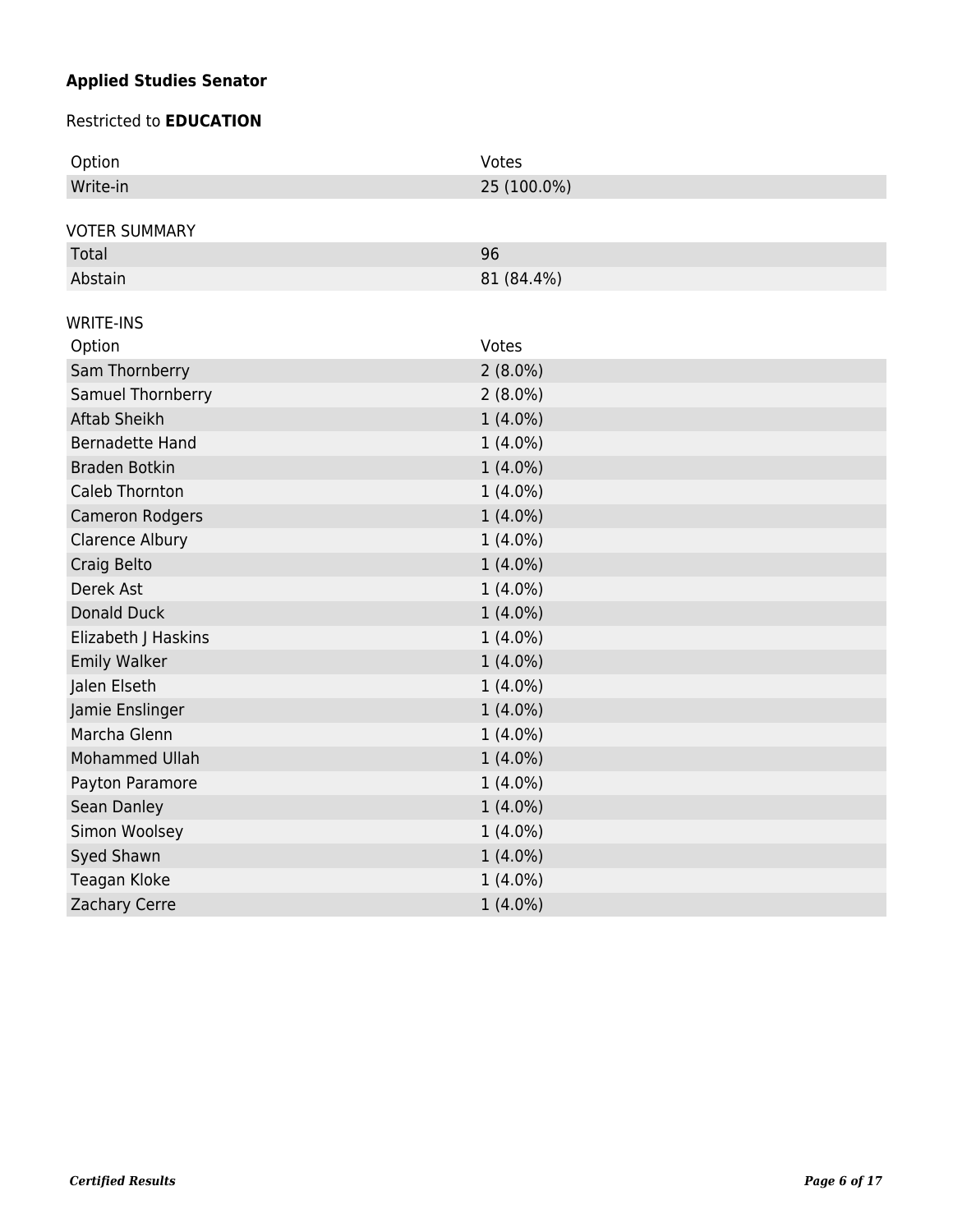**Applied Studies Senator**

Restricted to **EDUCATION**

| Option | Votes |
|---|---|
| Write-in | 25 (100.0%) |

VOTER SUMMARY

| | |
|---|---|
| Total | 96 |
| Abstain | 81 (84.4%) |

WRITE-INS

| Option | Votes |
|---|---|
| Sam Thornberry | 2 (8.0%) |
| Samuel Thornberry | 2 (8.0%) |
| Aftab Sheikh | 1 (4.0%) |
| Bernadette Hand | 1 (4.0%) |
| Braden Botkin | 1 (4.0%) |
| Caleb Thornton | 1 (4.0%) |
| Cameron Rodgers | 1 (4.0%) |
| Clarence Albury | 1 (4.0%) |
| Craig Belto | 1 (4.0%) |
| Derek Ast | 1 (4.0%) |
| Donald Duck | 1 (4.0%) |
| Elizabeth J Haskins | 1 (4.0%) |
| Emily Walker | 1 (4.0%) |
| Jalen Elseth | 1 (4.0%) |
| Jamie Enslinger | 1 (4.0%) |
| Marcha Glenn | 1 (4.0%) |
| Mohammed Ullah | 1 (4.0%) |
| Payton Paramore | 1 (4.0%) |
| Sean Danley | 1 (4.0%) |
| Simon Woolsey | 1 (4.0%) |
| Syed Shawn | 1 (4.0%) |
| Teagan Kloke | 1 (4.0%) |
| Zachary Cerre | 1 (4.0%) |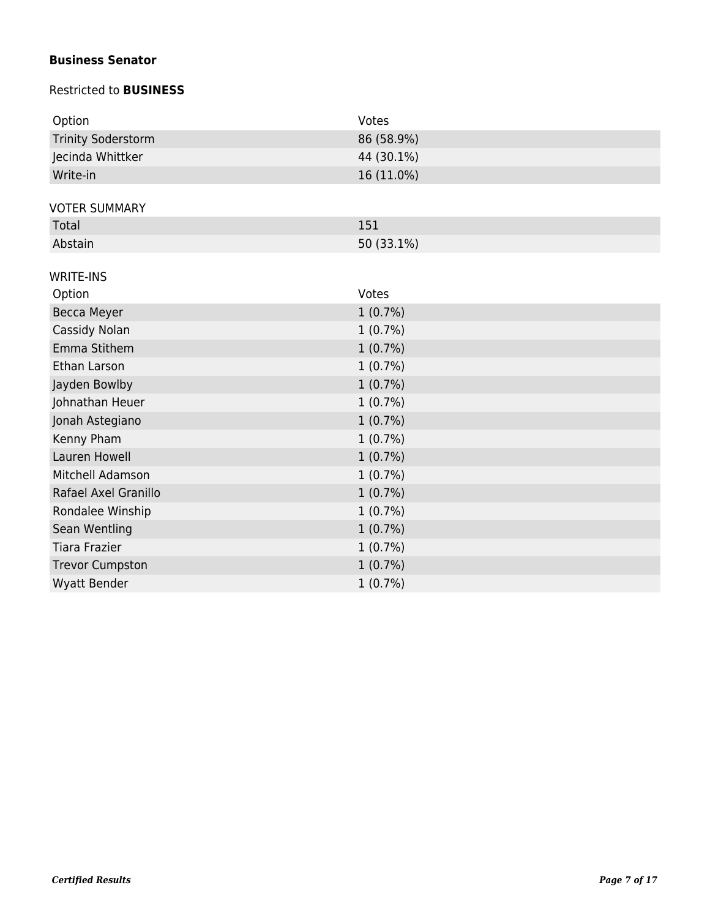**Business Senator**

Restricted to **BUSINESS**

| Option | Votes |
|---|---|
| Trinity Soderstorm | 86 (58.9%) |
| Jecinda Whittker | 44 (30.1%) |
| Write-in | 16 (11.0%) |

VOTER SUMMARY

| | |
|---|---|
| Total | 151 |
| Abstain | 50 (33.1%) |

WRITE-INS

| Option | Votes |
|---|---|
| Becca Meyer | 1 (0.7%) |
| Cassidy Nolan | 1 (0.7%) |
| Emma Stithem | 1 (0.7%) |
| Ethan Larson | 1 (0.7%) |
| Jayden Bowlby | 1 (0.7%) |
| Johnathan Heuer | 1 (0.7%) |
| Jonah Astegiano | 1 (0.7%) |
| Kenny Pham | 1 (0.7%) |
| Lauren Howell | 1 (0.7%) |
| Mitchell Adamson | 1 (0.7%) |
| Rafael Axel Granillo | 1 (0.7%) |
| Rondalee Winship | 1 (0.7%) |
| Sean Wentling | 1 (0.7%) |
| Tiara Frazier | 1 (0.7%) |
| Trevor Cumpston | 1 (0.7%) |
| Wyatt Bender | 1 (0.7%) |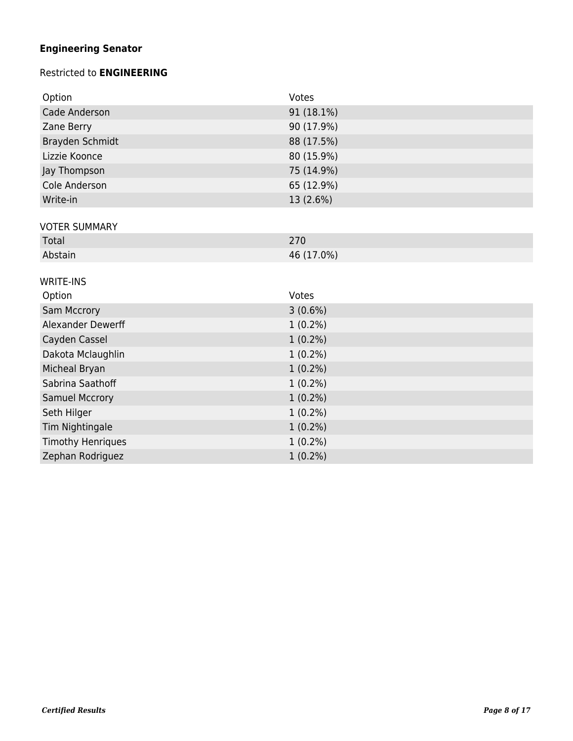## Engineering Senator

Restricted to **ENGINEERING**

| Option | Votes |
|---|---|
| Cade Anderson | 91 (18.1%) |
| Zane Berry | 90 (17.9%) |
| Brayden Schmidt | 88 (17.5%) |
| Lizzie Koonce | 80 (15.9%) |
| Jay Thompson | 75 (14.9%) |
| Cole Anderson | 65 (12.9%) |
| Write-in | 13 (2.6%) |

VOTER SUMMARY

| | |
|---|---|
| Total | 270 |
| Abstain | 46 (17.0%) |

WRITE-INS

| Option | Votes |
|---|---|
| Sam Mccrory | 3 (0.6%) |
| Alexander Dewerff | 1 (0.2%) |
| Cayden Cassel | 1 (0.2%) |
| Dakota Mclaughlin | 1 (0.2%) |
| Micheal Bryan | 1 (0.2%) |
| Sabrina Saathoff | 1 (0.2%) |
| Samuel Mccrory | 1 (0.2%) |
| Seth Hilger | 1 (0.2%) |
| Tim Nightingale | 1 (0.2%) |
| Timothy Henriques | 1 (0.2%) |
| Zephan Rodriguez | 1 (0.2%) |

*Certified Results*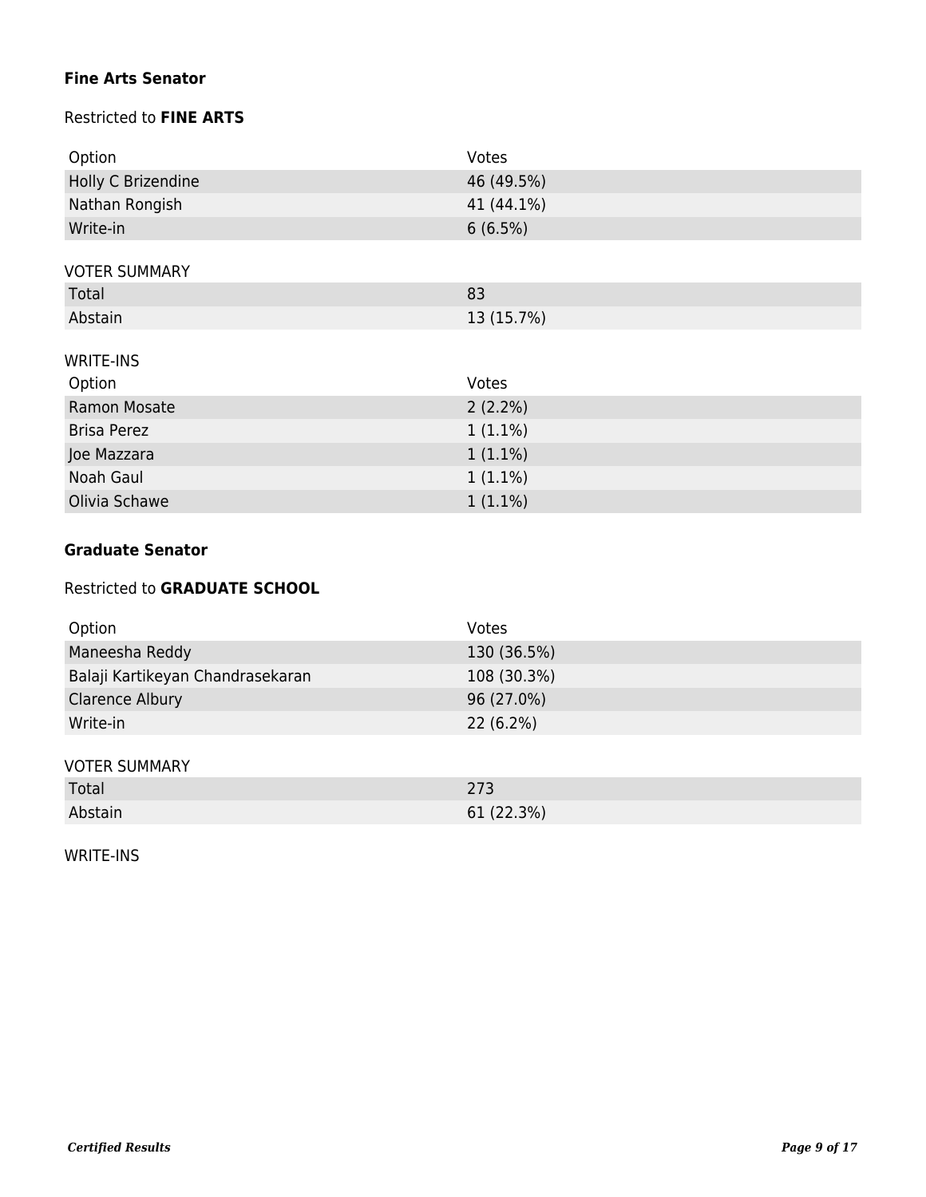**Fine Arts Senator**

Restricted to **FINE ARTS**

| Option | Votes |
|---|---|
| Holly C Brizendine | 46 (49.5%) |
| Nathan Rongish | 41 (44.1%) |
| Write-in | 6 (6.5%) |

VOTER SUMMARY

| | |
|---|---|
| Total | 83 |
| Abstain | 13 (15.7%) |

WRITE-INS

| Option | Votes |
|---|---|
| Ramon Mosate | 2 (2.2%) |
| Brisa Perez | 1 (1.1%) |
| Joe Mazzara | 1 (1.1%) |
| Noah Gaul | 1 (1.1%) |
| Olivia Schawe | 1 (1.1%) |

**Graduate Senator**

Restricted to **GRADUATE SCHOOL**

| Option | Votes |
|---|---|
| Maneesha Reddy | 130 (36.5%) |
| Balaji Kartikeyan Chandrasekaran | 108 (30.3%) |
| Clarence Albury | 96 (27.0%) |
| Write-in | 22 (6.2%) |

VOTER SUMMARY

| | |
|---|---|
| Total | 273 |
| Abstain | 61 (22.3%) |

WRITE-INS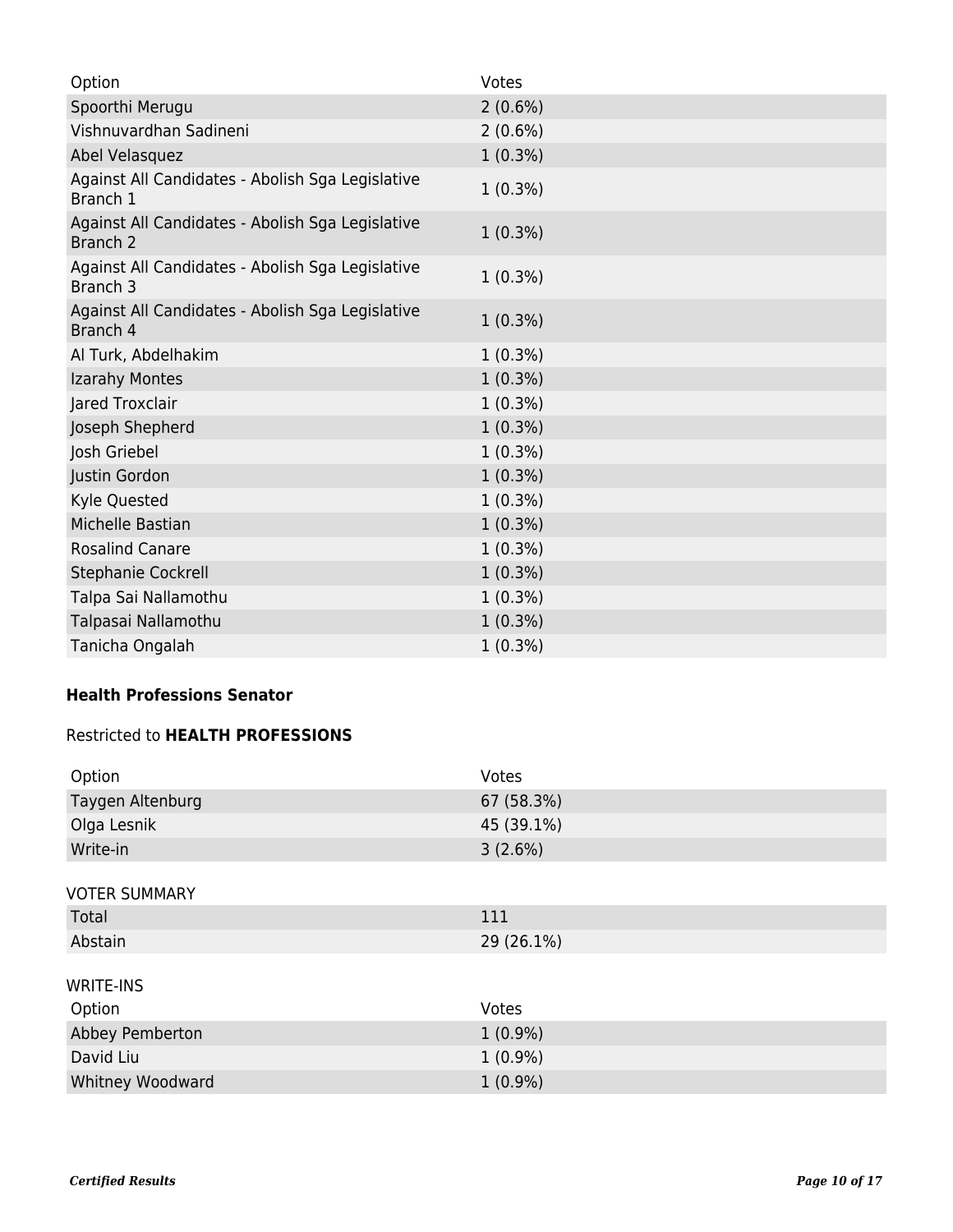| Option | Votes |
| --- | --- |
| Spoorthi Merugu | 2 (0.6%) |
| Vishnuvardhan Sadineni | 2 (0.6%) |
| Abel Velasquez | 1 (0.3%) |
| Against All Candidates - Abolish Sga Legislative Branch 1 | 1 (0.3%) |
| Against All Candidates - Abolish Sga Legislative Branch 2 | 1 (0.3%) |
| Against All Candidates - Abolish Sga Legislative Branch 3 | 1 (0.3%) |
| Against All Candidates - Abolish Sga Legislative Branch 4 | 1 (0.3%) |
| Al Turk, Abdelhakim | 1 (0.3%) |
| Izarahy Montes | 1 (0.3%) |
| Jared Troxclair | 1 (0.3%) |
| Joseph Shepherd | 1 (0.3%) |
| Josh Griebel | 1 (0.3%) |
| Justin Gordon | 1 (0.3%) |
| Kyle Quested | 1 (0.3%) |
| Michelle Bastian | 1 (0.3%) |
| Rosalind Canare | 1 (0.3%) |
| Stephanie Cockrell | 1 (0.3%) |
| Talpa Sai Nallamothu | 1 (0.3%) |
| Talpasai Nallamothu | 1 (0.3%) |
| Tanicha Ongalah | 1 (0.3%) |

### Health Professions Senator

Restricted to **HEALTH PROFESSIONS**

| Option | Votes |
| --- | --- |
| Taygen Altenburg | 67 (58.3%) |
| Olga Lesnik | 45 (39.1%) |
| Write-in | 3 (2.6%) |

VOTER SUMMARY

| | |
| --- | --- |
| Total | 111 |
| Abstain | 29 (26.1%) |

WRITE-INS

| Option | Votes |
| --- | --- |
| Abbey Pemberton | 1 (0.9%) |
| David Liu | 1 (0.9%) |
| Whitney Woodward | 1 (0.9%) |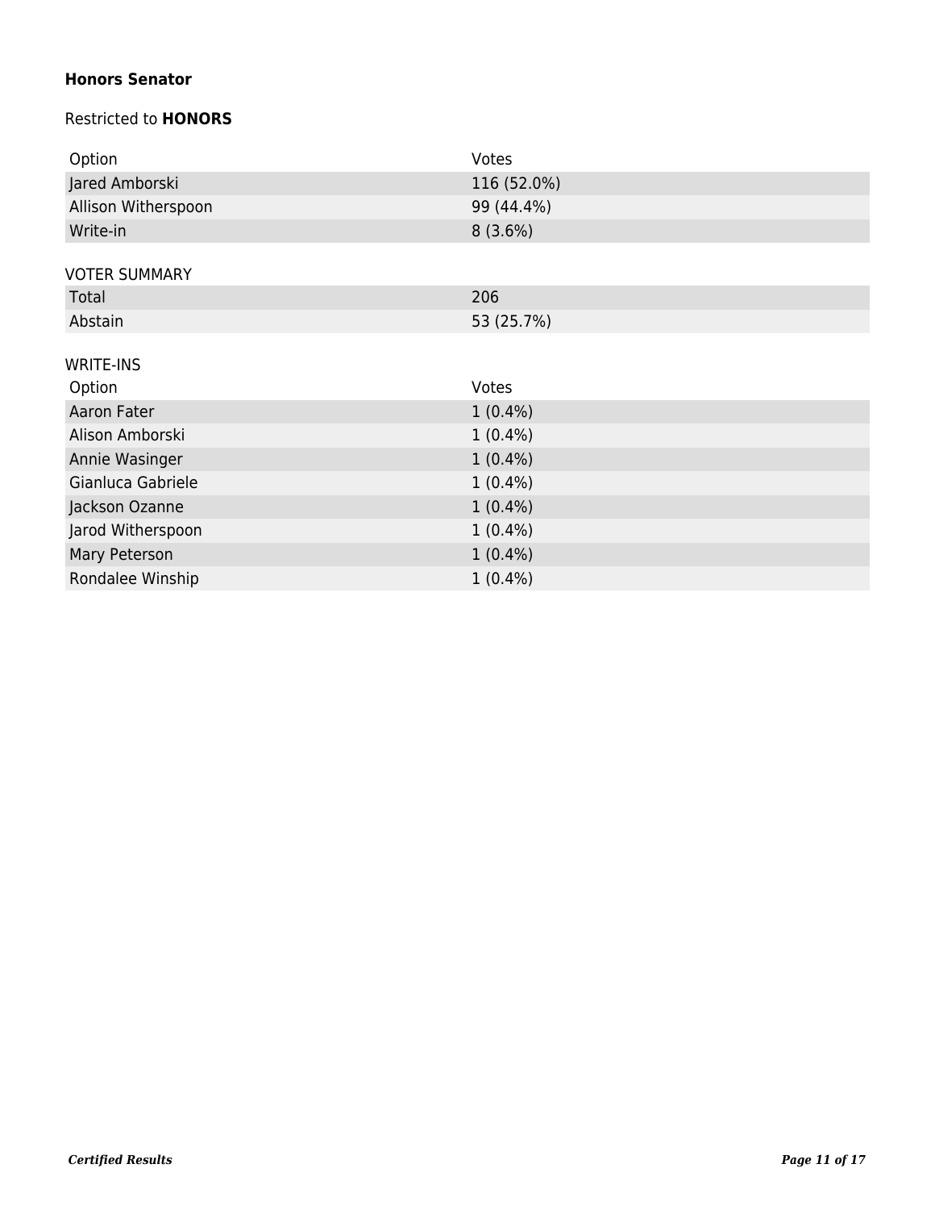**Honors Senator**

Restricted to **HONORS**

| Option | Votes |
| --- | --- |
| Jared Amborski | 116 (52.0%) |
| Allison Witherspoon | 99 (44.4%) |
| Write-in | 8 (3.6%) |

VOTER SUMMARY

| | |
| --- | --- |
| Total | 206 |
| Abstain | 53 (25.7%) |

WRITE-INS

| Option | Votes |
| --- | --- |
| Aaron Fater | 1 (0.4%) |
| Alison Amborski | 1 (0.4%) |
| Annie Wasinger | 1 (0.4%) |
| Gianluca Gabriele | 1 (0.4%) |
| Jackson Ozanne | 1 (0.4%) |
| Jarod Witherspoon | 1 (0.4%) |
| Mary Peterson | 1 (0.4%) |
| Rondalee Winship | 1 (0.4%) |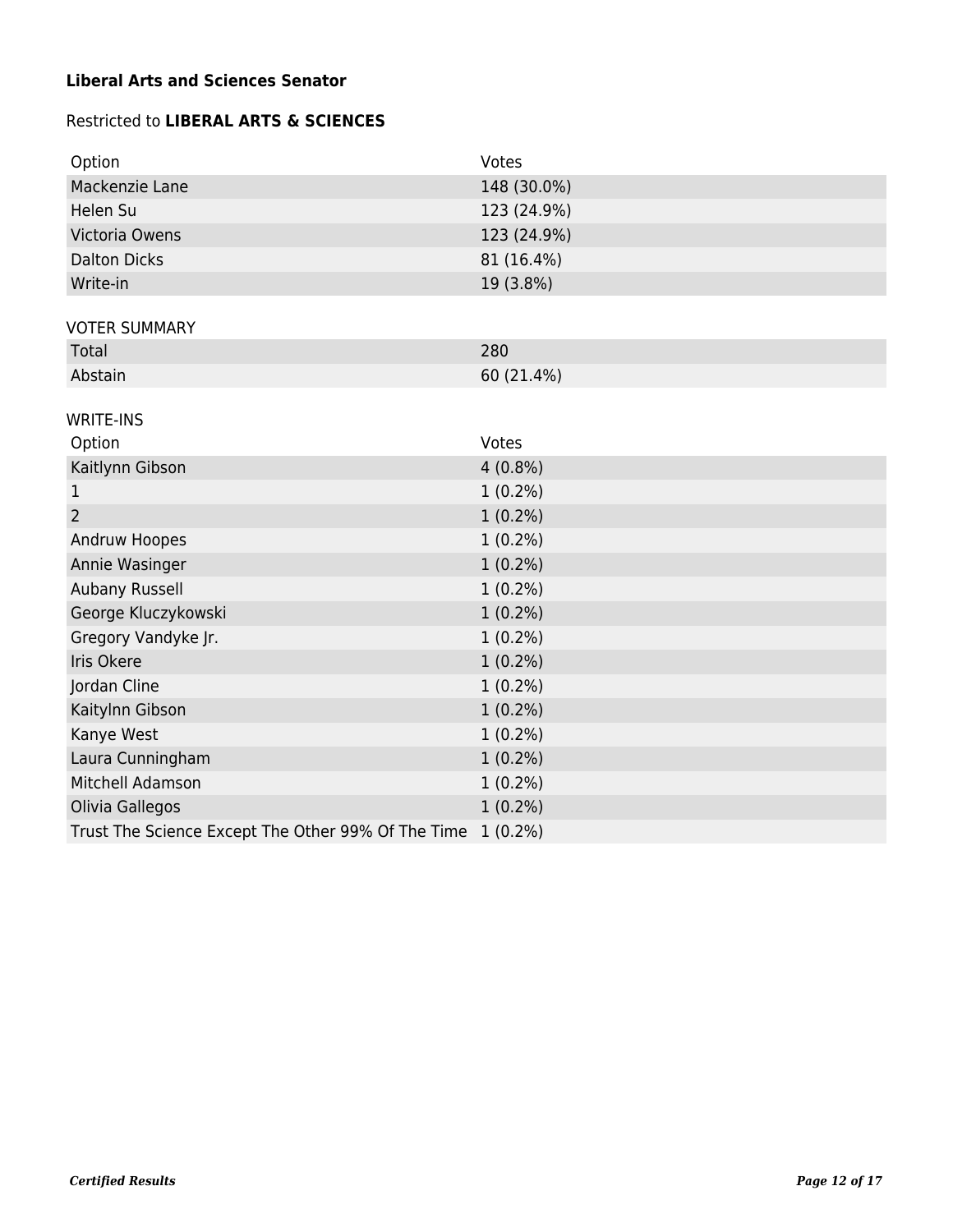**Liberal Arts and Sciences Senator**

Restricted to **LIBERAL ARTS & SCIENCES**

| Option | Votes |
|---|---|
| Mackenzie Lane | 148 (30.0%) |
| Helen Su | 123 (24.9%) |
| Victoria Owens | 123 (24.9%) |
| Dalton Dicks | 81 (16.4%) |
| Write-in | 19 (3.8%) |

VOTER SUMMARY

| | |
|---|---|
| Total | 280 |
| Abstain | 60 (21.4%) |

WRITE-INS

| Option | Votes |
|---|---|
| Kaitlynn Gibson | 4 (0.8%) |
| 1 | 1 (0.2%) |
| 2 | 1 (0.2%) |
| Andruw Hoopes | 1 (0.2%) |
| Annie Wasinger | 1 (0.2%) |
| Aubany Russell | 1 (0.2%) |
| George Kluczykowski | 1 (0.2%) |
| Gregory Vandyke Jr. | 1 (0.2%) |
| Iris Okere | 1 (0.2%) |
| Jordan Cline | 1 (0.2%) |
| Kaitylnn Gibson | 1 (0.2%) |
| Kanye West | 1 (0.2%) |
| Laura Cunningham | 1 (0.2%) |
| Mitchell Adamson | 1 (0.2%) |
| Olivia Gallegos | 1 (0.2%) |
| Trust The Science Except The Other 99% Of The Time | 1 (0.2%) |

*Certified Results*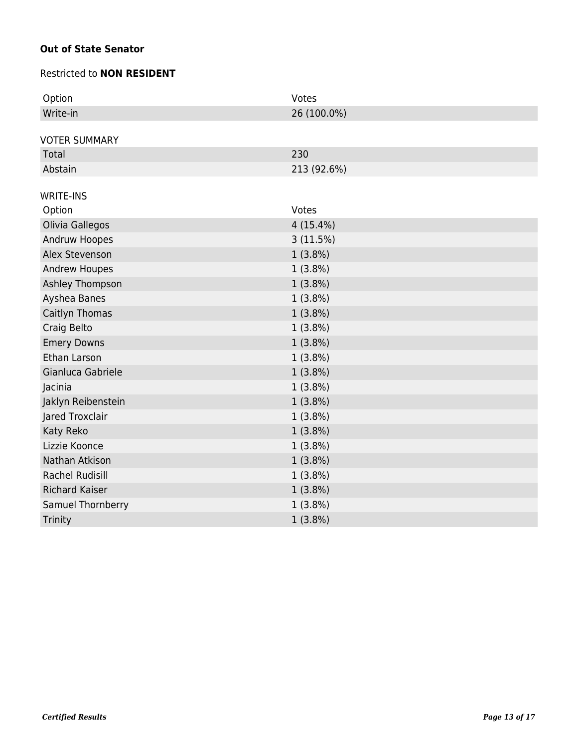**Out of State Senator**

Restricted to **NON RESIDENT**

| Option | Votes |
|---|---|
| Write-in | 26 (100.0%) |

VOTER SUMMARY

| | |
|---|---|
| Total | 230 |
| Abstain | 213 (92.6%) |

WRITE-INS

| Option | Votes |
|---|---|
| Olivia Gallegos | 4 (15.4%) |
| Andruw Hoopes | 3 (11.5%) |
| Alex Stevenson | 1 (3.8%) |
| Andrew Houpes | 1 (3.8%) |
| Ashley Thompson | 1 (3.8%) |
| Ayshea Banes | 1 (3.8%) |
| Caitlyn Thomas | 1 (3.8%) |
| Craig Belto | 1 (3.8%) |
| Emery Downs | 1 (3.8%) |
| Ethan Larson | 1 (3.8%) |
| Gianluca Gabriele | 1 (3.8%) |
| Jacinia | 1 (3.8%) |
| Jaklyn Reibenstein | 1 (3.8%) |
| Jared Troxclair | 1 (3.8%) |
| Katy Reko | 1 (3.8%) |
| Lizzie Koonce | 1 (3.8%) |
| Nathan Atkison | 1 (3.8%) |
| Rachel Rudisill | 1 (3.8%) |
| Richard Kaiser | 1 (3.8%) |
| Samuel Thornberry | 1 (3.8%) |
| Trinity | 1 (3.8%) |

*Certified Results*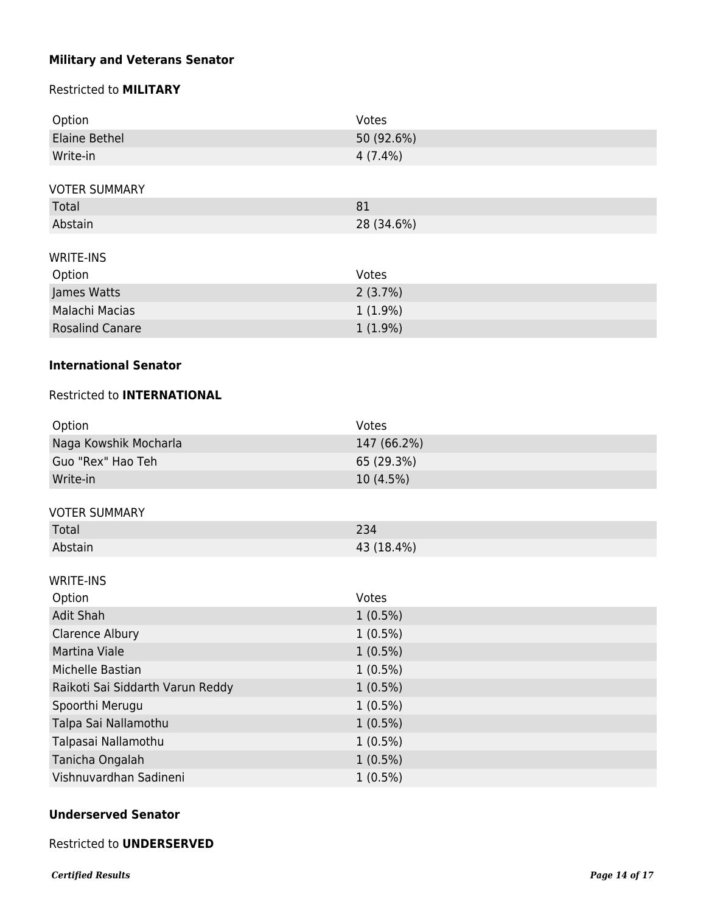**Military and Veterans Senator**

Restricted to **MILITARY**

| Option | Votes |
|---|---|
| Elaine Bethel | 50 (92.6%) |
| Write-in | 4 (7.4%) |

VOTER SUMMARY

| | |
|---|---|
| Total | 81 |
| Abstain | 28 (34.6%) |

WRITE-INS

| Option | Votes |
|---|---|
| James Watts | 2 (3.7%) |
| Malachi Macias | 1 (1.9%) |
| Rosalind Canare | 1 (1.9%) |

**International Senator**

Restricted to **INTERNATIONAL**

| Option | Votes |
|---|---|
| Naga Kowshik Mocharla | 147 (66.2%) |
| Guo "Rex" Hao Teh | 65 (29.3%) |
| Write-in | 10 (4.5%) |

VOTER SUMMARY

| | |
|---|---|
| Total | 234 |
| Abstain | 43 (18.4%) |

WRITE-INS

| Option | Votes |
|---|---|
| Adit Shah | 1 (0.5%) |
| Clarence Albury | 1 (0.5%) |
| Martina Viale | 1 (0.5%) |
| Michelle Bastian | 1 (0.5%) |
| Raikoti Sai Siddarth Varun Reddy | 1 (0.5%) |
| Spoorthi Merugu | 1 (0.5%) |
| Talpa Sai Nallamothu | 1 (0.5%) |
| Talpasai Nallamothu | 1 (0.5%) |
| Tanicha Ongalah | 1 (0.5%) |
| Vishnuvardhan Sadineni | 1 (0.5%) |

**Underserved Senator**

Restricted to **UNDERSERVED**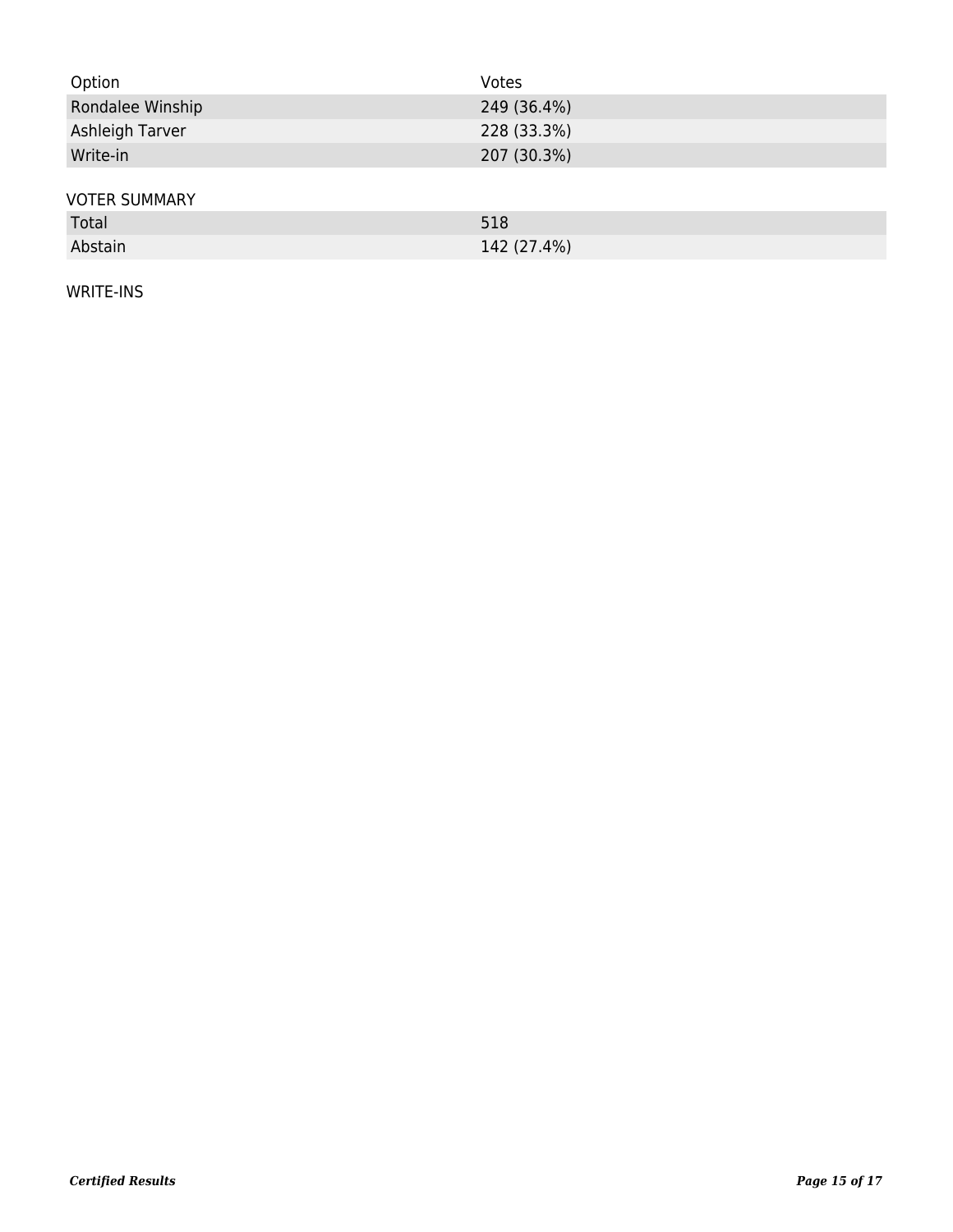| Option | Votes |
| --- | --- |
| Rondalee Winship | 249 (36.4%) |
| Ashleigh Tarver | 228 (33.3%) |
| Write-in | 207 (30.3%) |

VOTER SUMMARY

| | |
| --- | --- |
| Total | 518 |
| Abstain | 142 (27.4%) |

WRITE-INS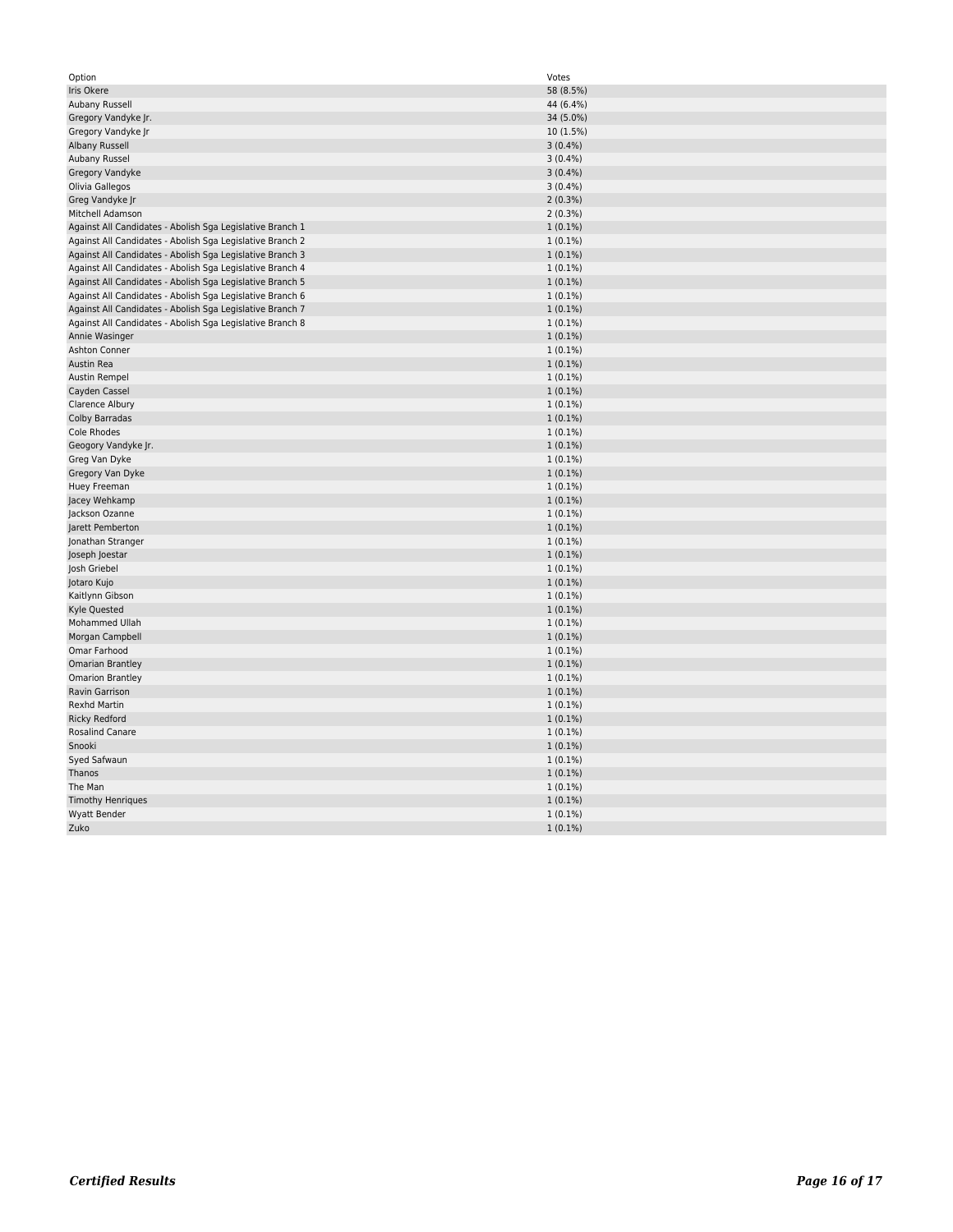| Option | Votes |
| --- | --- |
| Iris Okere | 58 (8.5%) |
| Aubany Russell | 44 (6.4%) |
| Gregory Vandyke Jr. | 34 (5.0%) |
| Gregory Vandyke Jr | 10 (1.5%) |
| Albany Russell | 3 (0.4%) |
| Aubany Russel | 3 (0.4%) |
| Gregory Vandyke | 3 (0.4%) |
| Olivia Gallegos | 3 (0.4%) |
| Greg Vandyke Jr | 2 (0.3%) |
| Mitchell Adamson | 2 (0.3%) |
| Against All Candidates - Abolish Sga Legislative Branch 1 | 1 (0.1%) |
| Against All Candidates - Abolish Sga Legislative Branch 2 | 1 (0.1%) |
| Against All Candidates - Abolish Sga Legislative Branch 3 | 1 (0.1%) |
| Against All Candidates - Abolish Sga Legislative Branch 4 | 1 (0.1%) |
| Against All Candidates - Abolish Sga Legislative Branch 5 | 1 (0.1%) |
| Against All Candidates - Abolish Sga Legislative Branch 6 | 1 (0.1%) |
| Against All Candidates - Abolish Sga Legislative Branch 7 | 1 (0.1%) |
| Against All Candidates - Abolish Sga Legislative Branch 8 | 1 (0.1%) |
| Annie Wasinger | 1 (0.1%) |
| Ashton Conner | 1 (0.1%) |
| Austin Rea | 1 (0.1%) |
| Austin Rempel | 1 (0.1%) |
| Cayden Cassel | 1 (0.1%) |
| Clarence Albury | 1 (0.1%) |
| Colby Barradas | 1 (0.1%) |
| Cole Rhodes | 1 (0.1%) |
| Geogory Vandyke Jr. | 1 (0.1%) |
| Greg Van Dyke | 1 (0.1%) |
| Gregory Van Dyke | 1 (0.1%) |
| Huey Freeman | 1 (0.1%) |
| Jacey Wehkamp | 1 (0.1%) |
| Jackson Ozanne | 1 (0.1%) |
| Jarett Pemberton | 1 (0.1%) |
| Jonathan Stranger | 1 (0.1%) |
| Joseph Joestar | 1 (0.1%) |
| Josh Griebel | 1 (0.1%) |
| Jotaro Kujo | 1 (0.1%) |
| Kaitlynn Gibson | 1 (0.1%) |
| Kyle Quested | 1 (0.1%) |
| Mohammed Ullah | 1 (0.1%) |
| Morgan Campbell | 1 (0.1%) |
| Omar Farhood | 1 (0.1%) |
| Omarian Brantley | 1 (0.1%) |
| Omarion Brantley | 1 (0.1%) |
| Ravin Garrison | 1 (0.1%) |
| Rexhd Martin | 1 (0.1%) |
| Ricky Redford | 1 (0.1%) |
| Rosalind Canare | 1 (0.1%) |
| Snooki | 1 (0.1%) |
| Syed Safwaun | 1 (0.1%) |
| Thanos | 1 (0.1%) |
| The Man | 1 (0.1%) |
| Timothy Henriques | 1 (0.1%) |
| Wyatt Bender | 1 (0.1%) |
| Zuko | 1 (0.1%) |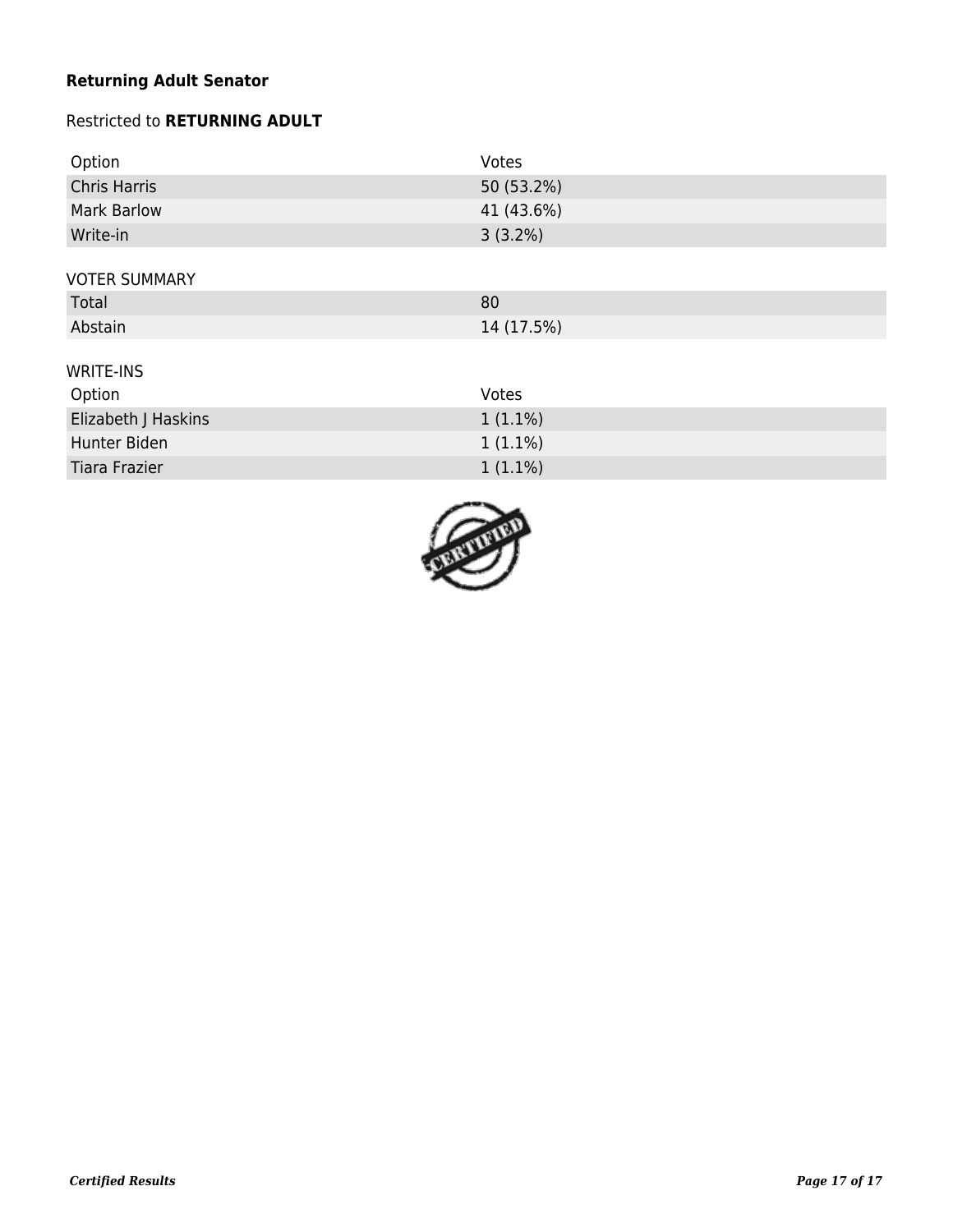**Returning Adult Senator**

Restricted to **RETURNING ADULT**

| Option | Votes |
|---|---|
| Chris Harris | 50 (53.2%) |
| Mark Barlow | 41 (43.6%) |
| Write-in | 3 (3.2%) |

VOTER SUMMARY

| | |
|---|---|
| Total | 80 |
| Abstain | 14 (17.5%) |

WRITE-INS

| Option | Votes |
|---|---|
| Elizabeth J Haskins | 1 (1.1%) |
| Hunter Biden | 1 (1.1%) |
| Tiara Frazier | 1 (1.1%) |

CERTIFIED